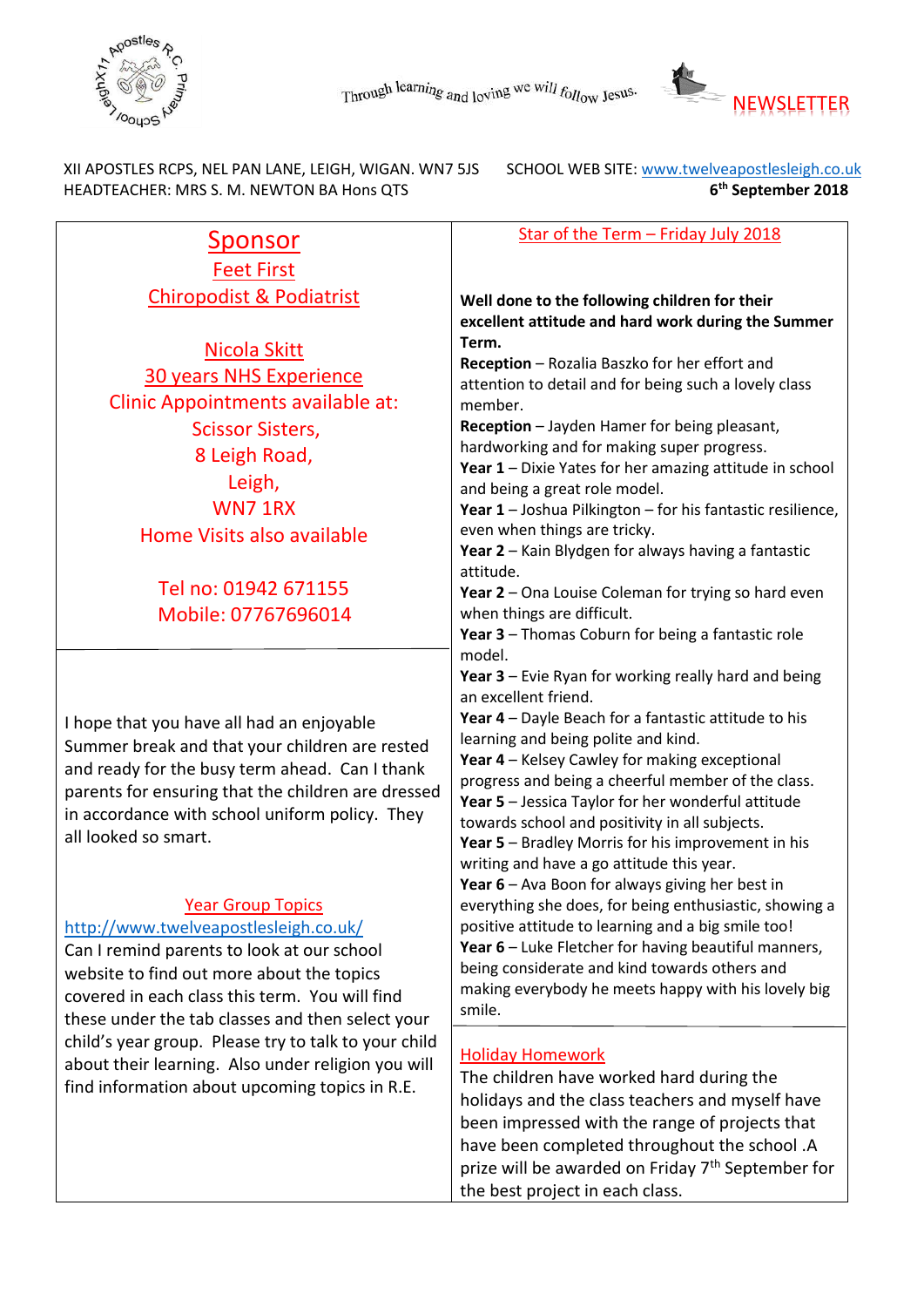Through learning and loving we will follow Jesus.

NEWSLETTER

XII APOSTLES RCPS, NEL PAN LANE, LEIGH, WIGAN. WN7 5JS
HEADTEACHER: MRS S. M. NEWTON BA Hons QTS

SCHOOL WEB SITE: www.twelveapostlesleigh.co.uk
**6th September 2018**

## Sponsor

### Feet First

### Chiropodist & Podiatrist

Nicola Skitt
30 years NHS Experience
Clinic Appointments available at:
Scissor Sisters,
8 Leigh Road,
Leigh,
WN7 1RX
Home Visits also available

Tel no: 01942 671155
Mobile: 07767696014

I hope that you have all had an enjoyable Summer break and that your children are rested and ready for the busy term ahead. Can I thank parents for ensuring that the children are dressed in accordance with school uniform policy. They all looked so smart.

### Year Group Topics

http://www.twelveapostlesleigh.co.uk/

Can I remind parents to look at our school website to find out more about the topics covered in each class this term. You will find these under the tab classes and then select your child's year group. Please try to talk to your child about their learning. Also under religion you will find information about upcoming topics in R.E.

### Star of the Term – Friday July 2018

**Well done to the following children for their excellent attitude and hard work during the Summer Term.**

**Reception** – Rozalia Baszko for her effort and attention to detail and for being such a lovely class member.
**Reception** – Jayden Hamer for being pleasant, hardworking and for making super progress.
**Year 1** – Dixie Yates for her amazing attitude in school and being a great role model.
**Year 1** – Joshua Pilkington – for his fantastic resilience, even when things are tricky.
**Year 2** – Kain Blydgen for always having a fantastic attitude.
**Year 2** – Ona Louise Coleman for trying so hard even when things are difficult.
**Year 3** – Thomas Coburn for being a fantastic role model.
**Year 3** – Evie Ryan for working really hard and being an excellent friend.
**Year 4** – Dayle Beach for a fantastic attitude to his learning and being polite and kind.
**Year 4** – Kelsey Cawley for making exceptional progress and being a cheerful member of the class.
**Year 5** – Jessica Taylor for her wonderful attitude towards school and positivity in all subjects.
**Year 5** – Bradley Morris for his improvement in his writing and have a go attitude this year.
**Year 6** – Ava Boon for always giving her best in everything she does, for being enthusiastic, showing a positive attitude to learning and a big smile too!
**Year 6** – Luke Fletcher for having beautiful manners, being considerate and kind towards others and making everybody he meets happy with his lovely big smile.

### Holiday Homework

The children have worked hard during the holidays and the class teachers and myself have been impressed with the range of projects that have been completed throughout the school .A prize will be awarded on Friday 7th September for the best project in each class.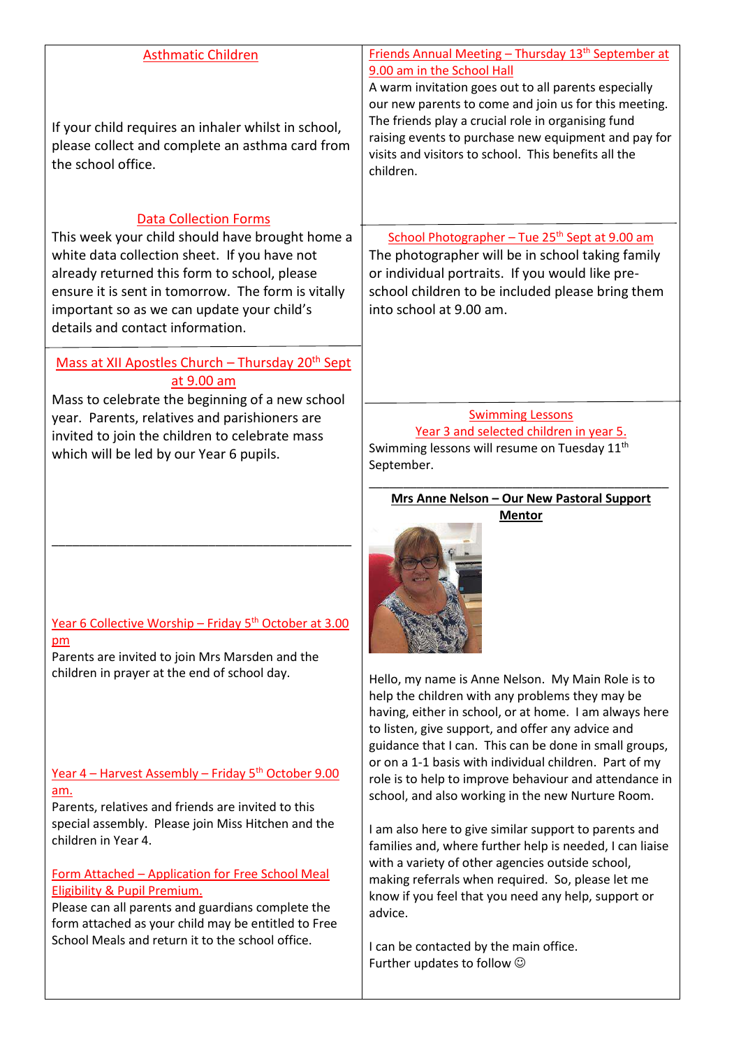## Asthmatic Children

If your child requires an inhaler whilst in school, please collect and complete an asthma card from the school office.

## Data Collection Forms

This week your child should have brought home a white data collection sheet. If you have not already returned this form to school, please ensure it is sent in tomorrow. The form is vitally important so as we can update your child's details and contact information.

## Mass at XII Apostles Church – Thursday 20th Sept at 9.00 am

Mass to celebrate the beginning of a new school year. Parents, relatives and parishioners are invited to join the children to celebrate mass which will be led by our Year 6 pupils.

## Year 6 Collective Worship – Friday 5th October at 3.00 pm

Parents are invited to join Mrs Marsden and the children in prayer at the end of school day.

## Year 4 – Harvest Assembly – Friday 5th October 9.00 am.

Parents, relatives and friends are invited to this special assembly. Please join Miss Hitchen and the children in Year 4.

## Form Attached – Application for Free School Meal Eligibility & Pupil Premium.

Please can all parents and guardians complete the form attached as your child may be entitled to Free School Meals and return it to the school office.

## Friends Annual Meeting – Thursday 13th September at 9.00 am in the School Hall

A warm invitation goes out to all parents especially our new parents to come and join us for this meeting. The friends play a crucial role in organising fund raising events to purchase new equipment and pay for visits and visitors to school. This benefits all the children.

## School Photographer – Tue 25th Sept at 9.00 am

The photographer will be in school taking family or individual portraits. If you would like pre-school children to be included please bring them into school at 9.00 am.

## Swimming Lessons
## Year 3 and selected children in year 5.

Swimming lessons will resume on Tuesday 11th September.

## Mrs Anne Nelson – Our New Pastoral Support Mentor

Hello, my name is Anne Nelson. My Main Role is to help the children with any problems they may be having, either in school, or at home. I am always here to listen, give support, and offer any advice and guidance that I can. This can be done in small groups, or on a 1-1 basis with individual children. Part of my role is to help to improve behaviour and attendance in school, and also working in the new Nurture Room.

I am also here to give similar support to parents and families and, where further help is needed, I can liaise with a variety of other agencies outside school, making referrals when required. So, please let me know if you feel that you need any help, support or advice.

I can be contacted by the main office.
Further updates to follow ☺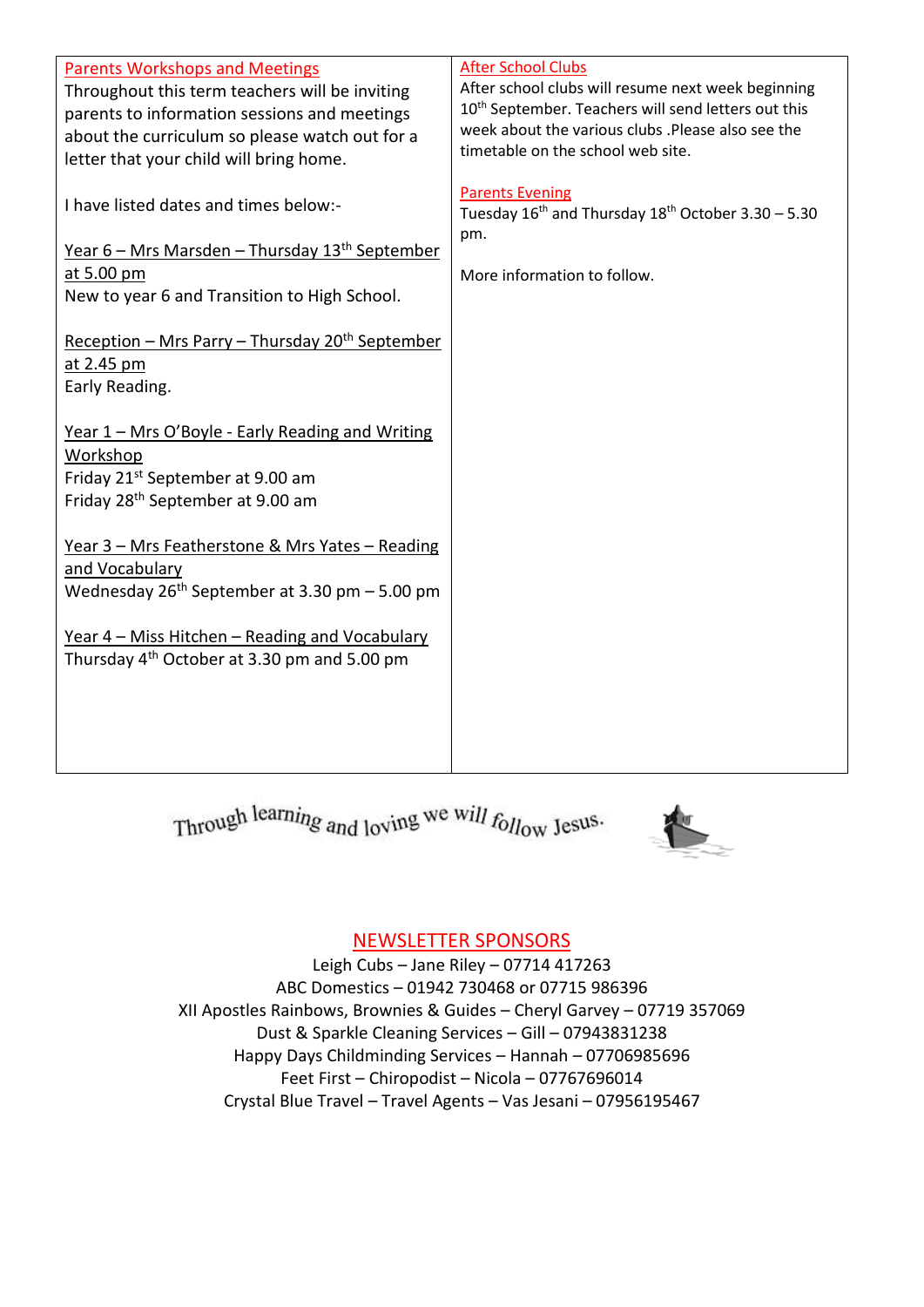## Parents Workshops and Meetings

Throughout this term teachers will be inviting parents to information sessions and meetings about the curriculum so please watch out for a letter that your child will bring home.

I have listed dates and times below:-

Year 6 – Mrs Marsden – Thursday 13th September at 5.00 pm
New to year 6 and Transition to High School.

Reception – Mrs Parry – Thursday 20th September at 2.45 pm
Early Reading.

Year 1 – Mrs O'Boyle - Early Reading and Writing Workshop
Friday 21st September at 9.00 am
Friday 28th September at 9.00 am

Year 3 – Mrs Featherstone & Mrs Yates – Reading and Vocabulary
Wednesday 26th September at 3.30 pm – 5.00 pm

Year 4 – Miss Hitchen – Reading and Vocabulary
Thursday 4th October at 3.30 pm and 5.00 pm

## After School Clubs

After school clubs will resume next week beginning 10th September. Teachers will send letters out this week about the various clubs .Please also see the timetable on the school web site.

## Parents Evening

Tuesday 16th and Thursday 18th October 3.30 – 5.30 pm.

More information to follow.

*Through learning and loving we will follow Jesus.*

## NEWSLETTER SPONSORS

Leigh Cubs – Jane Riley – 07714 417263
ABC Domestics – 01942 730468 or 07715 986396
XII Apostles Rainbows, Brownies & Guides – Cheryl Garvey – 07719 357069
Dust & Sparkle Cleaning Services – Gill – 07943831238
Happy Days Childminding Services – Hannah – 07706985696
Feet First – Chiropodist – Nicola – 07767696014
Crystal Blue Travel – Travel Agents – Vas Jesani – 07956195467